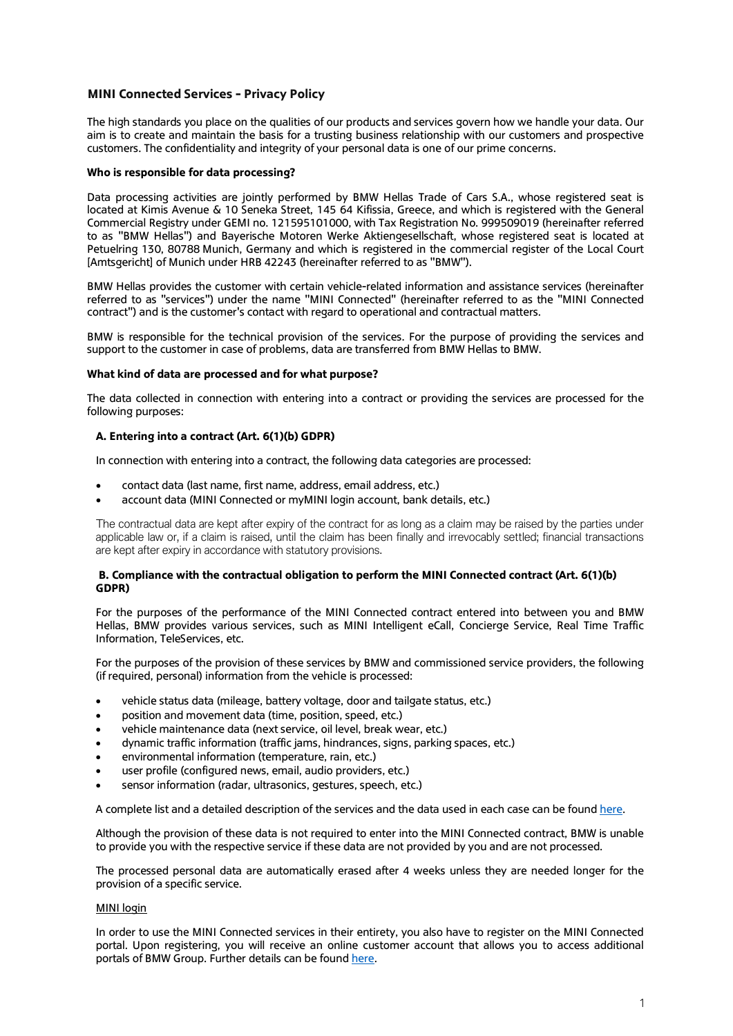# MINI Connected Services – Privacy Policy

The high standards you place on the qualities of our products and services govern how we handle your data. Our aim is to create and maintain the basis for a trusting business relationship with our customers and prospective customers. The confidentiality and integrity of your personal data is one of our prime concerns.

**Who is responsible for data processing?**

Data processing activities are jointly performed by BMW Hellas Trade of Cars S.A., whose registered seat is located at Kimis Avenue & 10 Seneka Street, 145 64 Kifissia, Greece, and which is registered with the General Commercial Registry under GEMI no. 121595101000, with Tax Registration No. 999509019 (hereinafter referred to as "BMW Hellas") and Bayerische Motoren Werke Aktiengesellschaft, whose registered seat is located at Petuelring 130, 80788 Munich, Germany and which is registered in the commercial register of the Local Court [Amtsgericht] of Munich under HRB 42243 (hereinafter referred to as "BMW").

BMW Hellas provides the customer with certain vehicle-related information and assistance services (hereinafter referred to as "services") under the name "MINI Connected" (hereinafter referred to as the "MINI Connected contract") and is the customer's contact with regard to operational and contractual matters.

BMW is responsible for the technical provision of the services. For the purpose of providing the services and support to the customer in case of problems, data are transferred from BMW Hellas to BMW.

**What kind of data are processed and for what purpose?**

The data collected in connection with entering into a contract or providing the services are processed for the following purposes:

**A. Entering into a contract (Art. 6(1)(b) GDPR)**

In connection with entering into a contract, the following data categories are processed:

- contact data (last name, first name, address, email address, etc.)
- account data (MINI Connected or myMINI login account, bank details, etc.)

The contractual data are kept after expiry of the contract for as long as a claim may be raised by the parties under applicable law or, if a claim is raised, until the claim has been finally and irrevocably settled; financial transactions are kept after expiry in accordance with statutory provisions.

**B. Compliance with the contractual obligation to perform the MINI Connected contract (Art. 6(1)(b) GDPR)**

For the purposes of the performance of the MINI Connected contract entered into between you and BMW Hellas, BMW provides various services, such as MINI Intelligent eCall, Concierge Service, Real Time Traffic Information, TeleServices, etc.

For the purposes of the provision of these services by BMW and commissioned service providers, the following (if required, personal) information from the vehicle is processed:

- vehicle status data (mileage, battery voltage, door and tailgate status, etc.)
- position and movement data (time, position, speed, etc.)
- vehicle maintenance data (next service, oil level, break wear, etc.)
- dynamic traffic information (traffic jams, hindrances, signs, parking spaces, etc.)
- environmental information (temperature, rain, etc.)
- user profile (configured news, email, audio providers, etc.)
- sensor information (radar, ultrasonics, gestures, speech, etc.)

A complete list and a detailed description of the services and the data used in each case can be found here.

Although the provision of these data is not required to enter into the MINI Connected contract, BMW is unable to provide you with the respective service if these data are not provided by you and are not processed.

The processed personal data are automatically erased after 4 weeks unless they are needed longer for the provision of a specific service.

MINI login

In order to use the MINI Connected services in their entirety, you also have to register on the MINI Connected portal. Upon registering, you will receive an online customer account that allows you to access additional portals of BMW Group. Further details can be found here.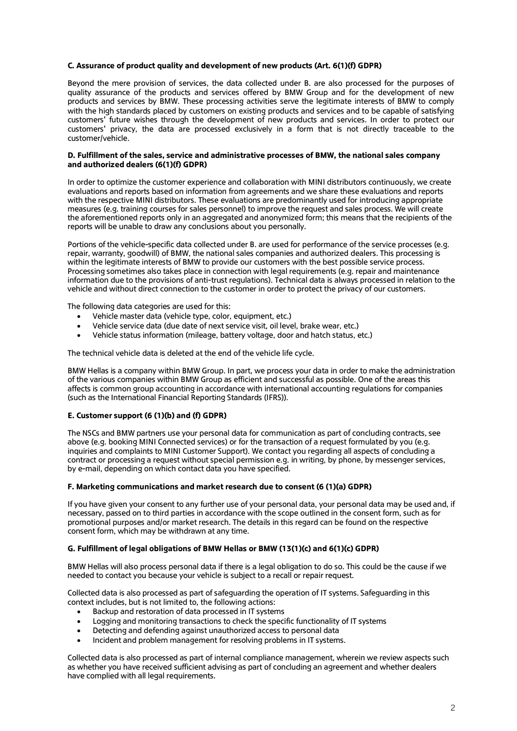### C. Assurance of product quality and development of new products (Art. 6(1)(f) GDPR)

Beyond the mere provision of services, the data collected under B. are also processed for the purposes of quality assurance of the products and services offered by BMW Group and for the development of new products and services by BMW. These processing activities serve the legitimate interests of BMW to comply with the high standards placed by customers on existing products and services and to be capable of satisfying customers' future wishes through the development of new products and services. In order to protect our customers' privacy, the data are processed exclusively in a form that is not directly traceable to the customer/vehicle.

### D. Fulfillment of the sales, service and administrative processes of BMW, the national sales company and authorized dealers (6(1)(f) GDPR)

In order to optimize the customer experience and collaboration with MINI distributors continuously, we create evaluations and reports based on information from agreements and we share these evaluations and reports with the respective MINI distributors. These evaluations are predominantly used for introducing appropriate measures (e.g. training courses for sales personnel) to improve the request and sales process. We will create the aforementioned reports only in an aggregated and anonymized form; this means that the recipients of the reports will be unable to draw any conclusions about you personally.

Portions of the vehicle-specific data collected under B. are used for performance of the service processes (e.g. repair, warranty, goodwill) of BMW, the national sales companies and authorized dealers. This processing is within the legitimate interests of BMW to provide our customers with the best possible service process. Processing sometimes also takes place in connection with legal requirements (e.g. repair and maintenance information due to the provisions of anti-trust regulations). Technical data is always processed in relation to the vehicle and without direct connection to the customer in order to protect the privacy of our customers.

The following data categories are used for this:

- Vehicle master data (vehicle type, color, equipment, etc.)
- Vehicle service data (due date of next service visit, oil level, brake wear, etc.)
- Vehicle status information (mileage, battery voltage, door and hatch status, etc.)

The technical vehicle data is deleted at the end of the vehicle life cycle.

BMW Hellas is a company within BMW Group. In part, we process your data in order to make the administration of the various companies within BMW Group as efficient and successful as possible. One of the areas this affects is common group accounting in accordance with international accounting regulations for companies (such as the International Financial Reporting Standards (IFRS)).

### E. Customer support (6 (1)(b) and (f) GDPR)

The NSCs and BMW partners use your personal data for communication as part of concluding contracts, see above (e.g. booking MINI Connected services) or for the transaction of a request formulated by you (e.g. inquiries and complaints to MINI Customer Support). We contact you regarding all aspects of concluding a contract or processing a request without special permission e.g. in writing, by phone, by messenger services, by e-mail, depending on which contact data you have specified.

### F. Marketing communications and market research due to consent (6 (1)(a) GDPR)

If you have given your consent to any further use of your personal data, your personal data may be used and, if necessary, passed on to third parties in accordance with the scope outlined in the consent form, such as for promotional purposes and/or market research. The details in this regard can be found on the respective consent form, which may be withdrawn at any time.

### G. Fulfillment of legal obligations of BMW Hellas or BMW (13(1)(c) and 6(1)(c) GDPR)

BMW Hellas will also process personal data if there is a legal obligation to do so. This could be the cause if we needed to contact you because your vehicle is subject to a recall or repair request.

Collected data is also processed as part of safeguarding the operation of IT systems. Safeguarding in this context includes, but is not limited to, the following actions:

- Backup and restoration of data processed in IT systems
- Logging and monitoring transactions to check the specific functionality of IT systems
- Detecting and defending against unauthorized access to personal data
- Incident and problem management for resolving problems in IT systems.

Collected data is also processed as part of internal compliance management, wherein we review aspects such as whether you have received sufficient advising as part of concluding an agreement and whether dealers have complied with all legal requirements.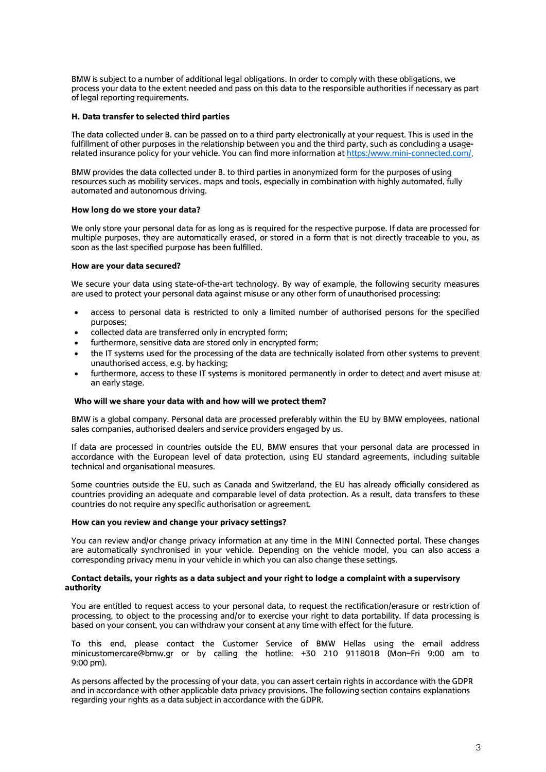BMW is subject to a number of additional legal obligations. In order to comply with these obligations, we process your data to the extent needed and pass on this data to the responsible authorities if necessary as part of legal reporting requirements.

**H. Data transfer to selected third parties**

The data collected under B. can be passed on to a third party electronically at your request. This is used in the fulfillment of other purposes in the relationship between you and the third party, such as concluding a usage-related insurance policy for your vehicle. You can find more information at https:/www.mini-connected.com/.

BMW provides the data collected under B. to third parties in anonymized form for the purposes of using resources such as mobility services, maps and tools, especially in combination with highly automated, fully automated and autonomous driving.

**How long do we store your data?**

We only store your personal data for as long as is required for the respective purpose. If data are processed for multiple purposes, they are automatically erased, or stored in a form that is not directly traceable to you, as soon as the last specified purpose has been fulfilled.

**How are your data secured?**

We secure your data using state-of-the-art technology. By way of example, the following security measures are used to protect your personal data against misuse or any other form of unauthorised processing:

- access to personal data is restricted to only a limited number of authorised persons for the specified purposes;
- collected data are transferred only in encrypted form;
- furthermore, sensitive data are stored only in encrypted form;
- the IT systems used for the processing of the data are technically isolated from other systems to prevent unauthorised access, e.g. by hacking;
- furthermore, access to these IT systems is monitored permanently in order to detect and avert misuse at an early stage.

**Who will we share your data with and how will we protect them?**

BMW is a global company. Personal data are processed preferably within the EU by BMW employees, national sales companies, authorised dealers and service providers engaged by us.

If data are processed in countries outside the EU, BMW ensures that your personal data are processed in accordance with the European level of data protection, using EU standard agreements, including suitable technical and organisational measures.

Some countries outside the EU, such as Canada and Switzerland, the EU has already officially considered as countries providing an adequate and comparable level of data protection. As a result, data transfers to these countries do not require any specific authorisation or agreement.

**How can you review and change your privacy settings?**

You can review and/or change privacy information at any time in the MINI Connected portal. These changes are automatically synchronised in your vehicle. Depending on the vehicle model, you can also access a corresponding privacy menu in your vehicle in which you can also change these settings.

**Contact details, your rights as a data subject and your right to lodge a complaint with a supervisory authority**

You are entitled to request access to your personal data, to request the rectification/erasure or restriction of processing, to object to the processing and/or to exercise your right to data portability. If data processing is based on your consent, you can withdraw your consent at any time with effect for the future.

To this end, please contact the Customer Service of BMW Hellas using the email address minicustomercare@bmw.gr or by calling the hotline: +30 210 9118018 (Mon–Fri 9:00 am to 9:00 pm).

As persons affected by the processing of your data, you can assert certain rights in accordance with the GDPR and in accordance with other applicable data privacy provisions. The following section contains explanations regarding your rights as a data subject in accordance with the GDPR.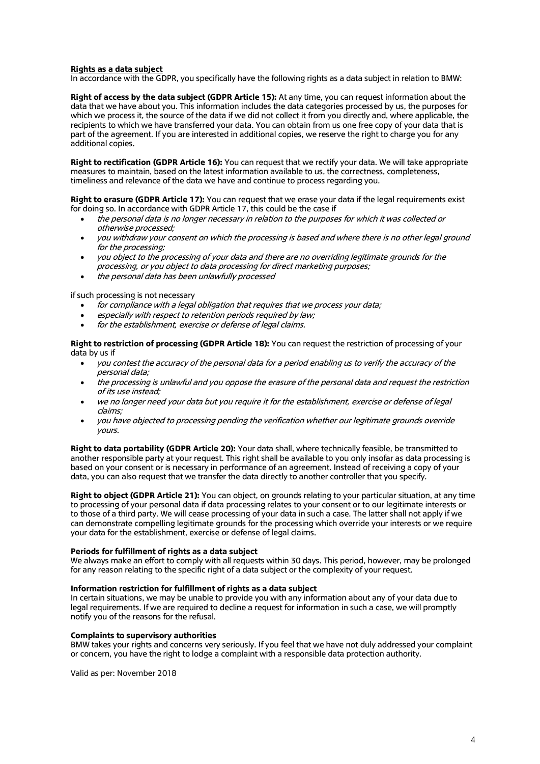**Rights as a data subject**

In accordance with the GDPR, you specifically have the following rights as a data subject in relation to BMW:

**Right of access by the data subject (GDPR Article 15):** At any time, you can request information about the data that we have about you. This information includes the data categories processed by us, the purposes for which we process it, the source of the data if we did not collect it from you directly and, where applicable, the recipients to which we have transferred your data. You can obtain from us one free copy of your data that is part of the agreement. If you are interested in additional copies, we reserve the right to charge you for any additional copies.

**Right to rectification (GDPR Article 16):** You can request that we rectify your data. We will take appropriate measures to maintain, based on the latest information available to us, the correctness, completeness, timeliness and relevance of the data we have and continue to process regarding you.

**Right to erasure (GDPR Article 17):** You can request that we erase your data if the legal requirements exist for doing so. In accordance with GDPR Article 17, this could be the case if

- *the personal data is no longer necessary in relation to the purposes for which it was collected or otherwise processed;*
- *you withdraw your consent on which the processing is based and where there is no other legal ground for the processing;*
- *you object to the processing of your data and there are no overriding legitimate grounds for the processing, or you object to data processing for direct marketing purposes;*
- *the personal data has been unlawfully processed*

if such processing is not necessary

- *for compliance with a legal obligation that requires that we process your data;*
- *especially with respect to retention periods required by law;*
- *for the establishment, exercise or defense of legal claims.*

**Right to restriction of processing (GDPR Article 18):** You can request the restriction of processing of your data by us if

- *you contest the accuracy of the personal data for a period enabling us to verify the accuracy of the personal data;*
- *the processing is unlawful and you oppose the erasure of the personal data and request the restriction of its use instead;*
- *we no longer need your data but you require it for the establishment, exercise or defense of legal claims;*
- *you have objected to processing pending the verification whether our legitimate grounds override yours.*

**Right to data portability (GDPR Article 20):** Your data shall, where technically feasible, be transmitted to another responsible party at your request. This right shall be available to you only insofar as data processing is based on your consent or is necessary in performance of an agreement. Instead of receiving a copy of your data, you can also request that we transfer the data directly to another controller that you specify.

**Right to object (GDPR Article 21):** You can object, on grounds relating to your particular situation, at any time to processing of your personal data if data processing relates to your consent or to our legitimate interests or to those of a third party. We will cease processing of your data in such a case. The latter shall not apply if we can demonstrate compelling legitimate grounds for the processing which override your interests or we require your data for the establishment, exercise or defense of legal claims.

**Periods for fulfillment of rights as a data subject**

We always make an effort to comply with all requests within 30 days. This period, however, may be prolonged for any reason relating to the specific right of a data subject or the complexity of your request.

**Information restriction for fulfillment of rights as a data subject**

In certain situations, we may be unable to provide you with any information about any of your data due to legal requirements. If we are required to decline a request for information in such a case, we will promptly notify you of the reasons for the refusal.

**Complaints to supervisory authorities**

BMW takes your rights and concerns very seriously. If you feel that we have not duly addressed your complaint or concern, you have the right to lodge a complaint with a responsible data protection authority.

Valid as per: November 2018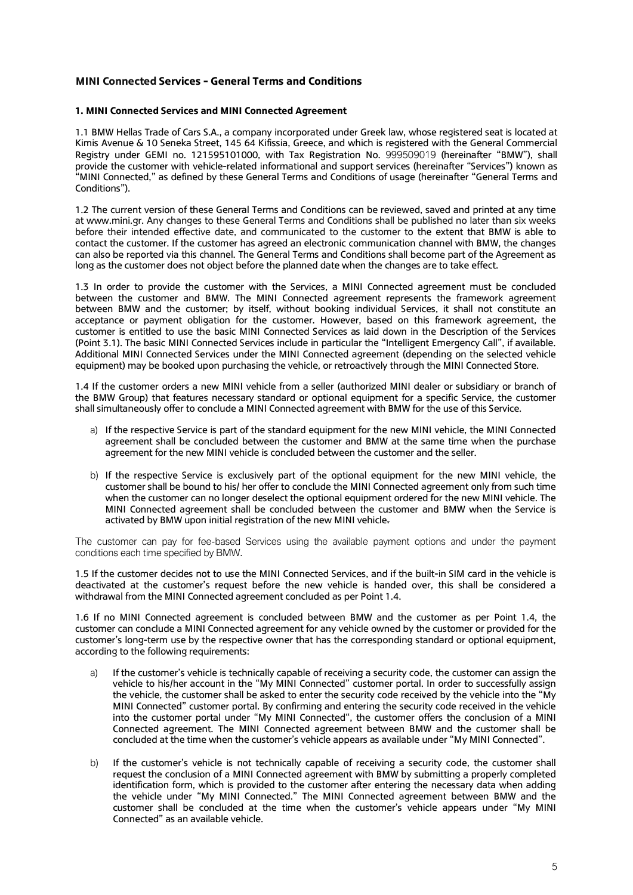## MINI Connected Services - General Terms and Conditions

### 1. MINI Connected Services and MINI Connected Agreement

1.1 BMW Hellas Trade of Cars S.A., a company incorporated under Greek law, whose registered seat is located at Kimis Avenue & 10 Seneka Street, 145 64 Kifissia, Greece, and which is registered with the General Commercial Registry under GEMI no. 121595101000, with Tax Registration No. 999509019 (hereinafter "BMW"), shall provide the customer with vehicle-related informational and support services (hereinafter "Services") known as "MINI Connected," as defined by these General Terms and Conditions of usage (hereinafter "General Terms and Conditions").

1.2 The current version of these General Terms and Conditions can be reviewed, saved and printed at any time at www.mini.gr. Any changes to these General Terms and Conditions shall be published no later than six weeks before their intended effective date, and communicated to the customer to the extent that BMW is able to contact the customer. If the customer has agreed an electronic communication channel with BMW, the changes can also be reported via this channel. The General Terms and Conditions shall become part of the Agreement as long as the customer does not object before the planned date when the changes are to take effect.

1.3 In order to provide the customer with the Services, a MINI Connected agreement must be concluded between the customer and BMW. The MINI Connected agreement represents the framework agreement between BMW and the customer; by itself, without booking individual Services, it shall not constitute an acceptance or payment obligation for the customer. However, based on this framework agreement, the customer is entitled to use the basic MINI Connected Services as laid down in the Description of the Services (Point 3.1). The basic MINI Connected Services include in particular the "Intelligent Emergency Call", if available. Additional MINI Connected Services under the MINI Connected agreement (depending on the selected vehicle equipment) may be booked upon purchasing the vehicle, or retroactively through the MINI Connected Store.

1.4 If the customer orders a new MINI vehicle from a seller (authorized MINI dealer or subsidiary or branch of the BMW Group) that features necessary standard or optional equipment for a specific Service, the customer shall simultaneously offer to conclude a MINI Connected agreement with BMW for the use of this Service.

a) If the respective Service is part of the standard equipment for the new MINI vehicle, the MINI Connected agreement shall be concluded between the customer and BMW at the same time when the purchase agreement for the new MINI vehicle is concluded between the customer and the seller.

b) If the respective Service is exclusively part of the optional equipment for the new MINI vehicle, the customer shall be bound to his/ her offer to conclude the MINI Connected agreement only from such time when the customer can no longer deselect the optional equipment ordered for the new MINI vehicle. The MINI Connected agreement shall be concluded between the customer and BMW when the Service is activated by BMW upon initial registration of the new MINI vehicle.

The customer can pay for fee-based Services using the available payment options and under the payment conditions each time specified by BMW.

1.5 If the customer decides not to use the MINI Connected Services, and if the built-in SIM card in the vehicle is deactivated at the customer's request before the new vehicle is handed over, this shall be considered a withdrawal from the MINI Connected agreement concluded as per Point 1.4.

1.6 If no MINI Connected agreement is concluded between BMW and the customer as per Point 1.4, the customer can conclude a MINI Connected agreement for any vehicle owned by the customer or provided for the customer's long-term use by the respective owner that has the corresponding standard or optional equipment, according to the following requirements:

a) If the customer's vehicle is technically capable of receiving a security code, the customer can assign the vehicle to his/her account in the "My MINI Connected" customer portal. In order to successfully assign the vehicle, the customer shall be asked to enter the security code received by the vehicle into the "My MINI Connected" customer portal. By confirming and entering the security code received in the vehicle into the customer portal under "My MINI Connected", the customer offers the conclusion of a MINI Connected agreement. The MINI Connected agreement between BMW and the customer shall be concluded at the time when the customer's vehicle appears as available under "My MINI Connected".

b) If the customer's vehicle is not technically capable of receiving a security code, the customer shall request the conclusion of a MINI Connected agreement with BMW by submitting a properly completed identification form, which is provided to the customer after entering the necessary data when adding the vehicle under "My MINI Connected." The MINI Connected agreement between BMW and the customer shall be concluded at the time when the customer's vehicle appears under "My MINI Connected" as an available vehicle.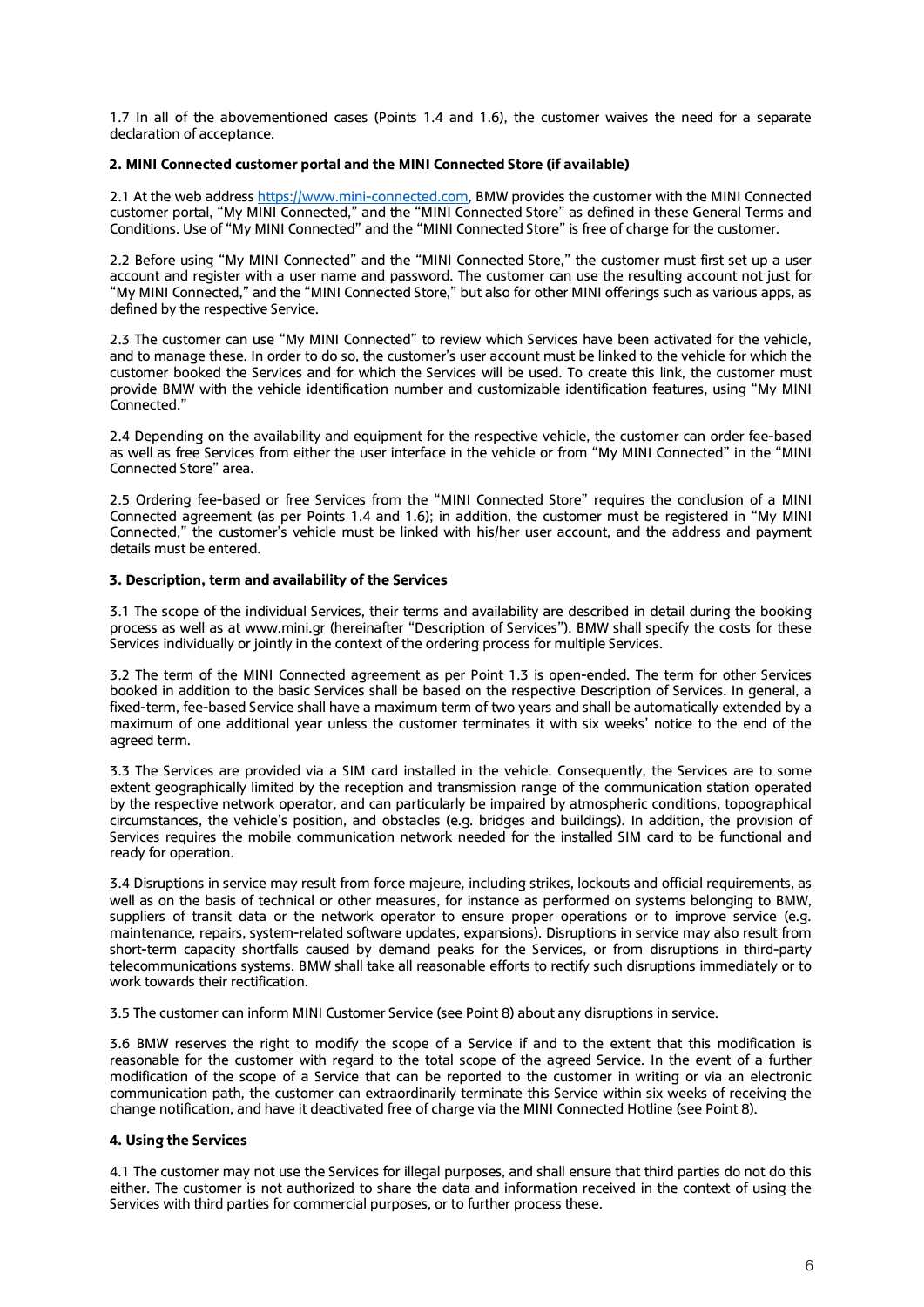1.7 In all of the abovementioned cases (Points 1.4 and 1.6), the customer waives the need for a separate declaration of acceptance.

**2. MINI Connected customer portal and the MINI Connected Store (if available)**

2.1 At the web address https://www.mini-connected.com, BMW provides the customer with the MINI Connected customer portal, "My MINI Connected," and the "MINI Connected Store" as defined in these General Terms and Conditions. Use of "My MINI Connected" and the "MINI Connected Store" is free of charge for the customer.

2.2 Before using "My MINI Connected" and the "MINI Connected Store," the customer must first set up a user account and register with a user name and password. The customer can use the resulting account not just for "My MINI Connected," and the "MINI Connected Store," but also for other MINI offerings such as various apps, as defined by the respective Service.

2.3 The customer can use "My MINI Connected" to review which Services have been activated for the vehicle, and to manage these. In order to do so, the customer's user account must be linked to the vehicle for which the customer booked the Services and for which the Services will be used. To create this link, the customer must provide BMW with the vehicle identification number and customizable identification features, using "My MINI Connected."

2.4 Depending on the availability and equipment for the respective vehicle, the customer can order fee-based as well as free Services from either the user interface in the vehicle or from "My MINI Connected" in the "MINI Connected Store" area.

2.5 Ordering fee-based or free Services from the "MINI Connected Store" requires the conclusion of a MINI Connected agreement (as per Points 1.4 and 1.6); in addition, the customer must be registered in "My MINI Connected," the customer's vehicle must be linked with his/her user account, and the address and payment details must be entered.

**3. Description, term and availability of the Services**

3.1 The scope of the individual Services, their terms and availability are described in detail during the booking process as well as at www.mini.gr (hereinafter "Description of Services"). BMW shall specify the costs for these Services individually or jointly in the context of the ordering process for multiple Services.

3.2 The term of the MINI Connected agreement as per Point 1.3 is open-ended. The term for other Services booked in addition to the basic Services shall be based on the respective Description of Services. In general, a fixed-term, fee-based Service shall have a maximum term of two years and shall be automatically extended by a maximum of one additional year unless the customer terminates it with six weeks' notice to the end of the agreed term.

3.3 The Services are provided via a SIM card installed in the vehicle. Consequently, the Services are to some extent geographically limited by the reception and transmission range of the communication station operated by the respective network operator, and can particularly be impaired by atmospheric conditions, topographical circumstances, the vehicle's position, and obstacles (e.g. bridges and buildings). In addition, the provision of Services requires the mobile communication network needed for the installed SIM card to be functional and ready for operation.

3.4 Disruptions in service may result from force majeure, including strikes, lockouts and official requirements, as well as on the basis of technical or other measures, for instance as performed on systems belonging to BMW, suppliers of transit data or the network operator to ensure proper operations or to improve service (e.g. maintenance, repairs, system-related software updates, expansions). Disruptions in service may also result from short-term capacity shortfalls caused by demand peaks for the Services, or from disruptions in third-party telecommunications systems. BMW shall take all reasonable efforts to rectify such disruptions immediately or to work towards their rectification.

3.5 The customer can inform MINI Customer Service (see Point 8) about any disruptions in service.

3.6 BMW reserves the right to modify the scope of a Service if and to the extent that this modification is reasonable for the customer with regard to the total scope of the agreed Service. In the event of a further modification of the scope of a Service that can be reported to the customer in writing or via an electronic communication path, the customer can extraordinarily terminate this Service within six weeks of receiving the change notification, and have it deactivated free of charge via the MINI Connected Hotline (see Point 8).

**4. Using the Services**

4.1 The customer may not use the Services for illegal purposes, and shall ensure that third parties do not do this either. The customer is not authorized to share the data and information received in the context of using the Services with third parties for commercial purposes, or to further process these.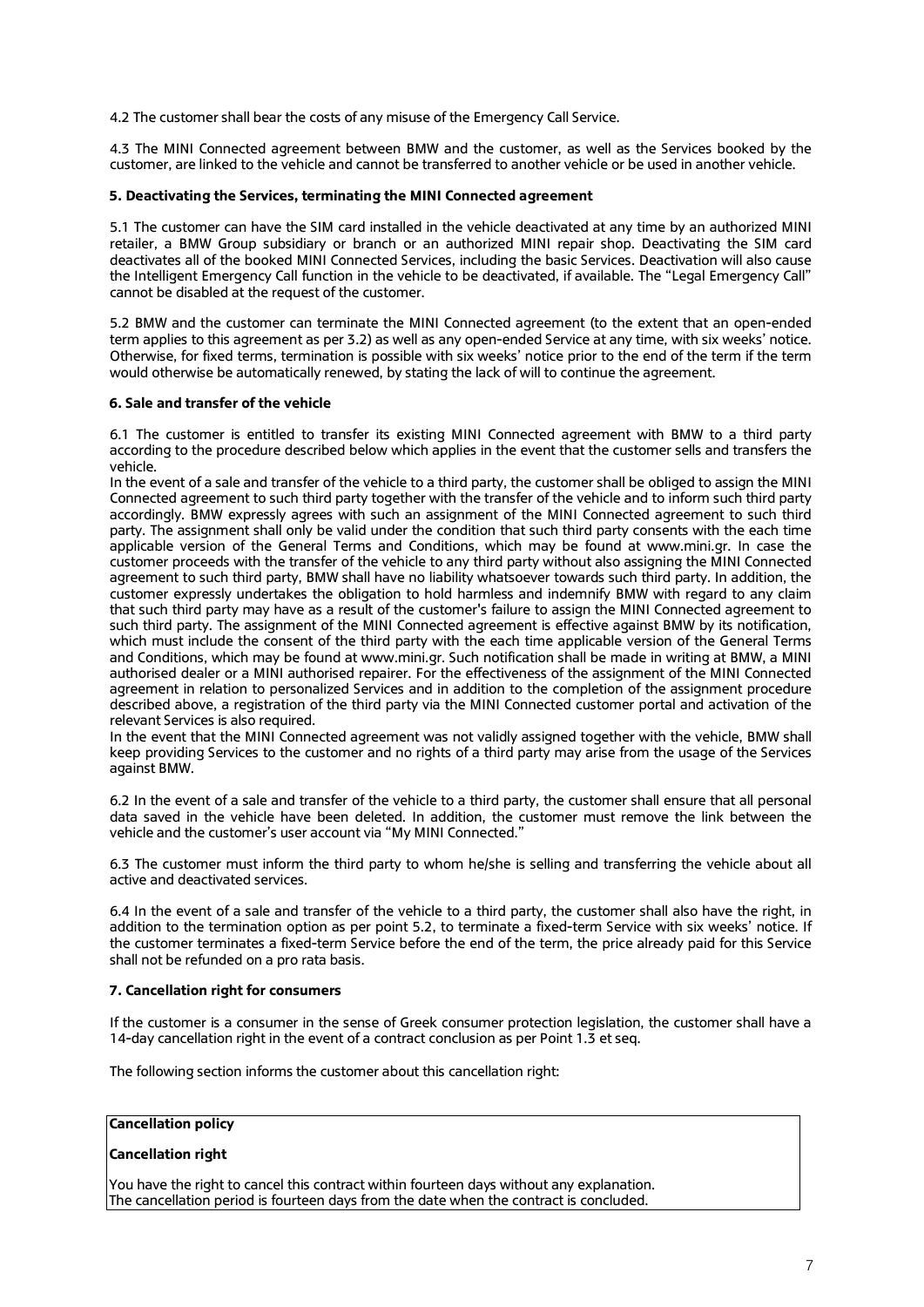4.2 The customer shall bear the costs of any misuse of the Emergency Call Service.

4.3 The MINI Connected agreement between BMW and the customer, as well as the Services booked by the customer, are linked to the vehicle and cannot be transferred to another vehicle or be used in another vehicle.

**5. Deactivating the Services, terminating the MINI Connected agreement**

5.1 The customer can have the SIM card installed in the vehicle deactivated at any time by an authorized MINI retailer, a BMW Group subsidiary or branch or an authorized MINI repair shop. Deactivating the SIM card deactivates all of the booked MINI Connected Services, including the basic Services. Deactivation will also cause the Intelligent Emergency Call function in the vehicle to be deactivated, if available. The "Legal Emergency Call" cannot be disabled at the request of the customer.

5.2 BMW and the customer can terminate the MINI Connected agreement (to the extent that an open-ended term applies to this agreement as per 3.2) as well as any open-ended Service at any time, with six weeks' notice. Otherwise, for fixed terms, termination is possible with six weeks' notice prior to the end of the term if the term would otherwise be automatically renewed, by stating the lack of will to continue the agreement.

**6. Sale and transfer of the vehicle**

6.1 The customer is entitled to transfer its existing MINI Connected agreement with BMW to a third party according to the procedure described below which applies in the event that the customer sells and transfers the vehicle.
In the event of a sale and transfer of the vehicle to a third party, the customer shall be obliged to assign the MINI Connected agreement to such third party together with the transfer of the vehicle and to inform such third party accordingly. BMW expressly agrees with such an assignment of the MINI Connected agreement to such third party. The assignment shall only be valid under the condition that such third party consents with the each time applicable version of the General Terms and Conditions, which may be found at www.mini.gr. In case the customer proceeds with the transfer of the vehicle to any third party without also assigning the MINI Connected agreement to such third party, BMW shall have no liability whatsoever towards such third party. In addition, the customer expressly undertakes the obligation to hold harmless and indemnify BMW with regard to any claim that such third party may have as a result of the customer's failure to assign the MINI Connected agreement to such third party. The assignment of the MINI Connected agreement is effective against BMW by its notification, which must include the consent of the third party with the each time applicable version of the General Terms and Conditions, which may be found at www.mini.gr. Such notification shall be made in writing at BMW, a MINI authorised dealer or a MINI authorised repairer. For the effectiveness of the assignment of the MINI Connected agreement in relation to personalized Services and in addition to the completion of the assignment procedure described above, a registration of the third party via the MINI Connected customer portal and activation of the relevant Services is also required.
In the event that the MINI Connected agreement was not validly assigned together with the vehicle, BMW shall keep providing Services to the customer and no rights of a third party may arise from the usage of the Services against BMW.

6.2 In the event of a sale and transfer of the vehicle to a third party, the customer shall ensure that all personal data saved in the vehicle have been deleted. In addition, the customer must remove the link between the vehicle and the customer's user account via "My MINI Connected."

6.3 The customer must inform the third party to whom he/she is selling and transferring the vehicle about all active and deactivated services.

6.4 In the event of a sale and transfer of the vehicle to a third party, the customer shall also have the right, in addition to the termination option as per point 5.2, to terminate a fixed-term Service with six weeks' notice. If the customer terminates a fixed-term Service before the end of the term, the price already paid for this Service shall not be refunded on a pro rata basis.

**7. Cancellation right for consumers**

If the customer is a consumer in the sense of Greek consumer protection legislation, the customer shall have a 14-day cancellation right in the event of a contract conclusion as per Point 1.3 et seq.

The following section informs the customer about this cancellation right:

**Cancellation policy**

**Cancellation right**

You have the right to cancel this contract within fourteen days without any explanation.
The cancellation period is fourteen days from the date when the contract is concluded.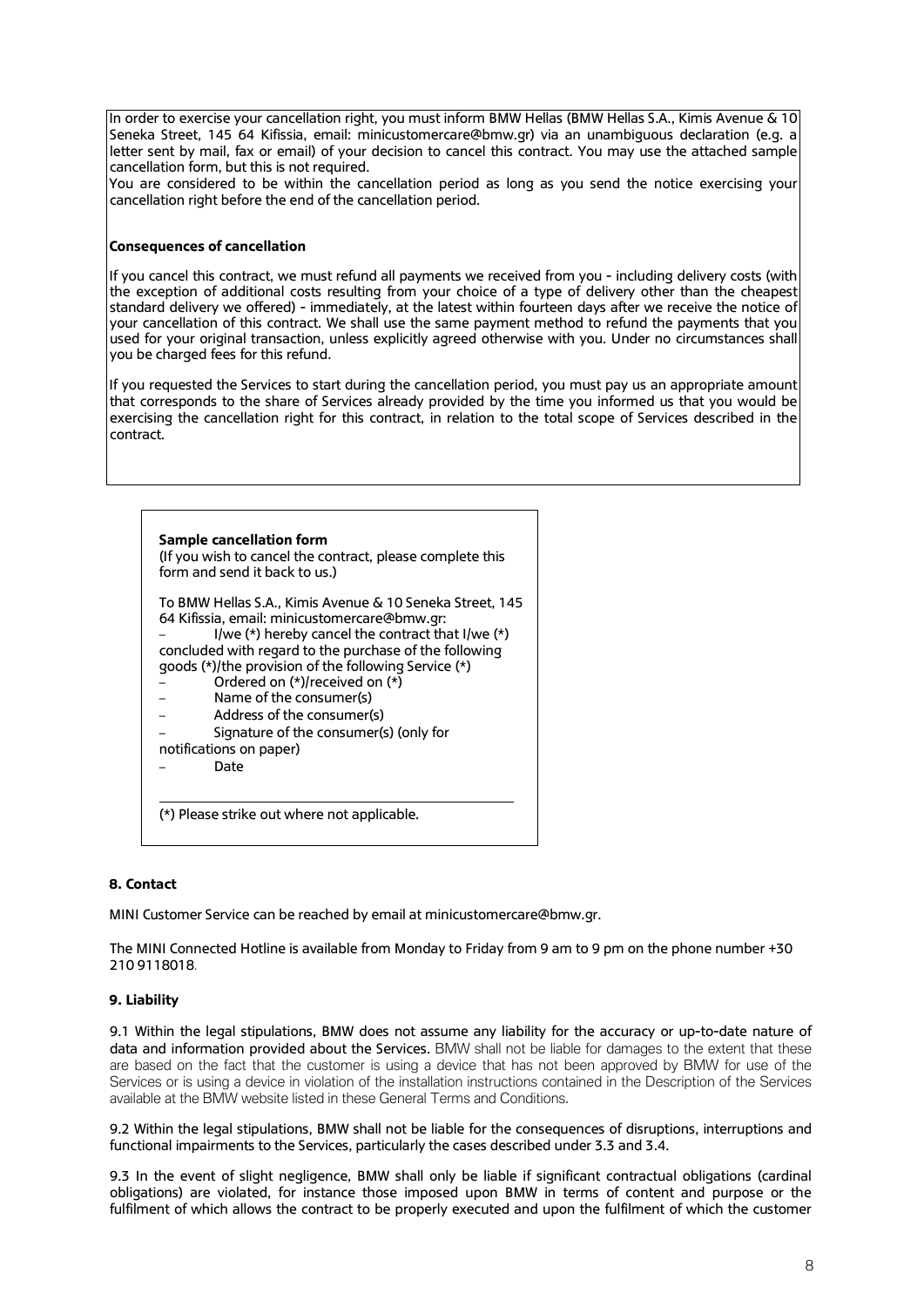In order to exercise your cancellation right, you must inform BMW Hellas (BMW Hellas S.A., Kimis Avenue & 10 Seneka Street, 145 64 Kifissia, email: minicustomercare@bmw.gr) via an unambiguous declaration (e.g. a letter sent by mail, fax or email) of your decision to cancel this contract. You may use the attached sample cancellation form, but this is not required.
You are considered to be within the cancellation period as long as you send the notice exercising your cancellation right before the end of the cancellation period.

**Consequences of cancellation**

If you cancel this contract, we must refund all payments we received from you - including delivery costs (with the exception of additional costs resulting from your choice of a type of delivery other than the cheapest standard delivery we offered) - immediately, at the latest within fourteen days after we receive the notice of your cancellation of this contract. We shall use the same payment method to refund the payments that you used for your original transaction, unless explicitly agreed otherwise with you. Under no circumstances shall you be charged fees for this refund.

If you requested the Services to start during the cancellation period, you must pay us an appropriate amount that corresponds to the share of Services already provided by the time you informed us that you would be exercising the cancellation right for this contract, in relation to the total scope of Services described in the contract.

**Sample cancellation form**
(If you wish to cancel the contract, please complete this form and send it back to us.)

To BMW Hellas S.A., Kimis Avenue & 10 Seneka Street, 145 64 Kifissia, email: minicustomercare@bmw.gr:

- I/we (*) hereby cancel the contract that I/we (*) concluded with regard to the purchase of the following goods (*)/the provision of the following Service (*)
- Ordered on (*)/received on (*)
- Name of the consumer(s)
- Address of the consumer(s)
- Signature of the consumer(s) (only for notifications on paper)
- Date

(*) Please strike out where not applicable.

### 8. Contact

MINI Customer Service can be reached by email at minicustomercare@bmw.gr.

The MINI Connected Hotline is available from Monday to Friday from 9 am to 9 pm on the phone number +30 210 9118018.

### 9. Liability

9.1 Within the legal stipulations, BMW does not assume any liability for the accuracy or up-to-date nature of data and information provided about the Services. BMW shall not be liable for damages to the extent that these are based on the fact that the customer is using a device that has not been approved by BMW for use of the Services or is using a device in violation of the installation instructions contained in the Description of the Services available at the BMW website listed in these General Terms and Conditions.

9.2 Within the legal stipulations, BMW shall not be liable for the consequences of disruptions, interruptions and functional impairments to the Services, particularly the cases described under 3.3 and 3.4.

9.3 In the event of slight negligence, BMW shall only be liable if significant contractual obligations (cardinal obligations) are violated, for instance those imposed upon BMW in terms of content and purpose or the fulfilment of which allows the contract to be properly executed and upon the fulfilment of which the customer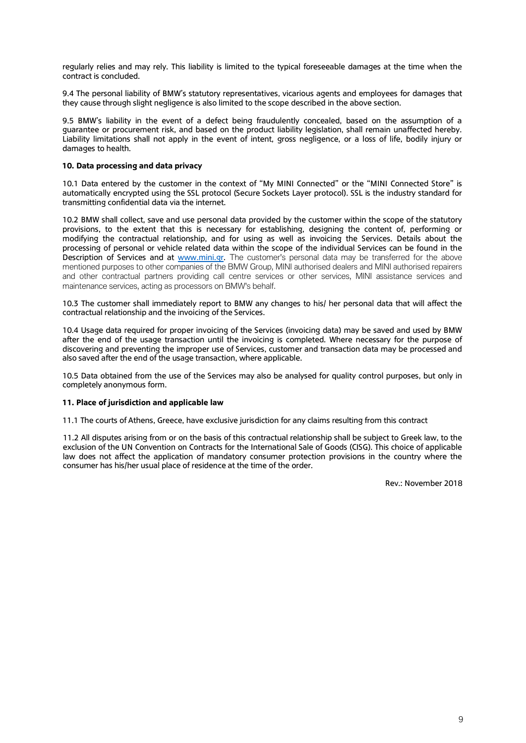regularly relies and may rely. This liability is limited to the typical foreseeable damages at the time when the contract is concluded.

9.4 The personal liability of BMW's statutory representatives, vicarious agents and employees for damages that they cause through slight negligence is also limited to the scope described in the above section.

9.5 BMW's liability in the event of a defect being fraudulently concealed, based on the assumption of a guarantee or procurement risk, and based on the product liability legislation, shall remain unaffected hereby. Liability limitations shall not apply in the event of intent, gross negligence, or a loss of life, bodily injury or damages to health.

**10. Data processing and data privacy**

10.1 Data entered by the customer in the context of "My MINI Connected" or the "MINI Connected Store" is automatically encrypted using the SSL protocol (Secure Sockets Layer protocol). SSL is the industry standard for transmitting confidential data via the internet.

10.2 BMW shall collect, save and use personal data provided by the customer within the scope of the statutory provisions, to the extent that this is necessary for establishing, designing the content of, performing or modifying the contractual relationship, and for using as well as invoicing the Services. Details about the processing of personal or vehicle related data within the scope of the individual Services can be found in the Description of Services and at [www.mini.gr](www.mini.gr). The customer's personal data may be transferred for the above mentioned purposes to other companies of the BMW Group, MINI authorised dealers and MINI authorised repairers and other contractual partners providing call centre services or other services, MINI assistance services and maintenance services, acting as processors on BMW's behalf.

10.3 The customer shall immediately report to BMW any changes to his/ her personal data that will affect the contractual relationship and the invoicing of the Services.

10.4 Usage data required for proper invoicing of the Services (invoicing data) may be saved and used by BMW after the end of the usage transaction until the invoicing is completed. Where necessary for the purpose of discovering and preventing the improper use of Services, customer and transaction data may be processed and also saved after the end of the usage transaction, where applicable.

10.5 Data obtained from the use of the Services may also be analysed for quality control purposes, but only in completely anonymous form.

**11. Place of jurisdiction and applicable law**

11.1 The courts of Athens, Greece, have exclusive jurisdiction for any claims resulting from this contract

11.2 All disputes arising from or on the basis of this contractual relationship shall be subject to Greek law, to the exclusion of the UN Convention on Contracts for the International Sale of Goods (CISG). This choice of applicable law does not affect the application of mandatory consumer protection provisions in the country where the consumer has his/her usual place of residence at the time of the order.

Rev.: November 2018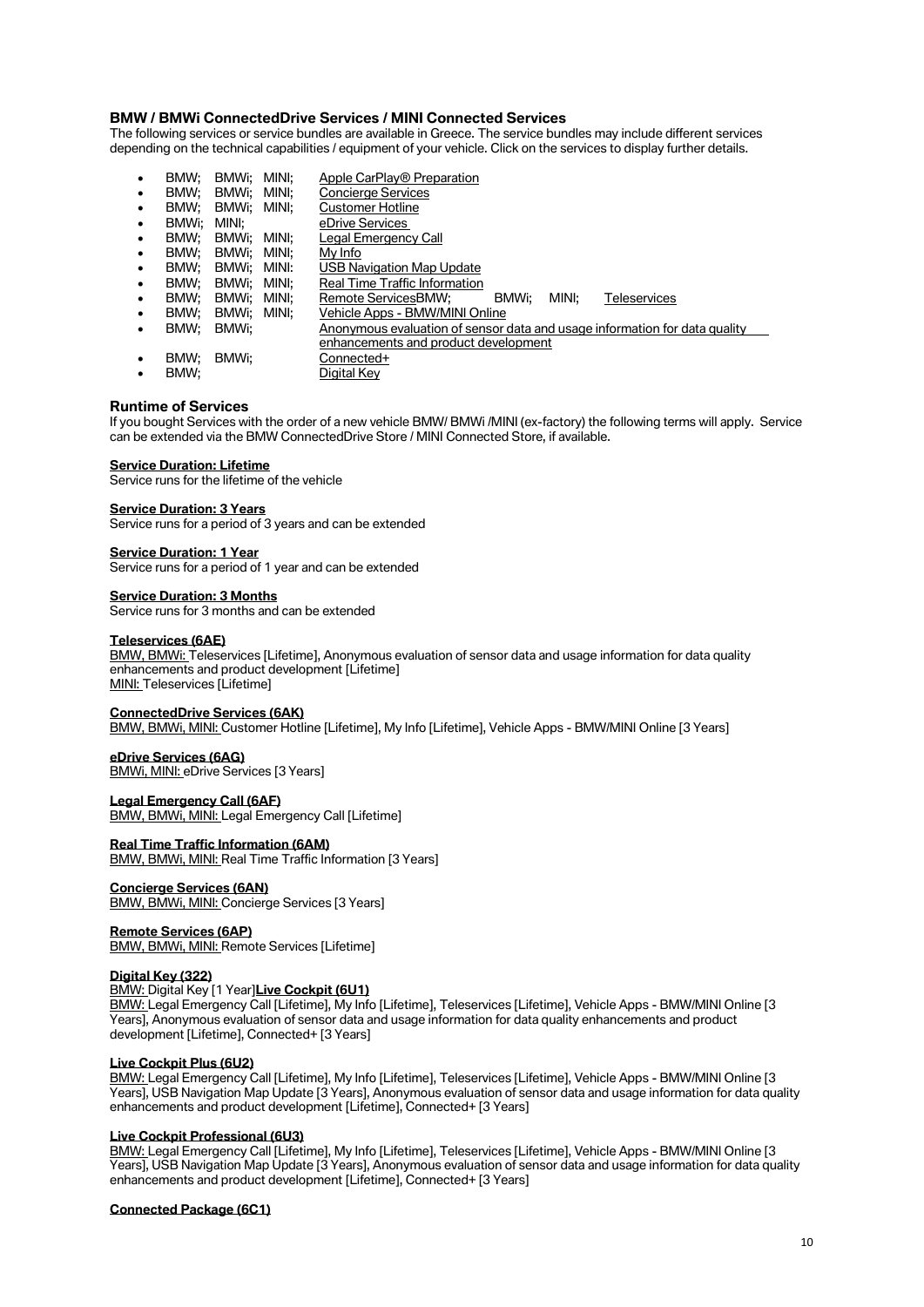### BMW / BMWi ConnectedDrive Services / MINI Connected Services

The following services or service bundles are available in Greece. The service bundles may include different services depending on the technical capabilities / equipment of your vehicle. Click on the services to display further details.

- BMW; BMWi; MINI; Apple CarPlay® Preparation
- BMW; BMWi; MINI; Concierge Services
- BMW; BMWi; MINI; Customer Hotline
- BMWi; MINI; eDrive Services
- BMW; BMWi; MINI; Legal Emergency Call
- BMW; BMWi; MINI; My Info
- BMW; BMWi; MINI: USB Navigation Map Update
- BMW; BMWi; MINI; Real Time Traffic Information
- BMW; BMWi; MINI; Remote ServicesBMW; BMWi; MINI; Teleservices
- BMW; BMWi; MINI; Vehicle Apps - BMW/MINI Online
- BMW; BMWi; Anonymous evaluation of sensor data and usage information for data quality enhancements and product development
- BMW; BMWi; Connected+
- BMW; Digital Key

### Runtime of Services

If you bought Services with the order of a new vehicle BMW/ BMWi /MINI (ex-factory) the following terms will apply. Service can be extended via the BMW ConnectedDrive Store / MINI Connected Store, if available.

**Service Duration: Lifetime**
Service runs for the lifetime of the vehicle

**Service Duration: 3 Years**
Service runs for a period of 3 years and can be extended

**Service Duration: 1 Year**
Service runs for a period of 1 year and can be extended

**Service Duration: 3 Months**
Service runs for 3 months and can be extended

**Teleservices (6AE)**
BMW, BMWi: Teleservices [Lifetime], Anonymous evaluation of sensor data and usage information for data quality enhancements and product development [Lifetime]
MINI: Teleservices [Lifetime]

**ConnectedDrive Services (6AK)**
BMW, BMWi, MINI: Customer Hotline [Lifetime], My Info [Lifetime], Vehicle Apps - BMW/MINI Online [3 Years]

**eDrive Services (6AG)**
BMWi, MINI: eDrive Services [3 Years]

**Legal Emergency Call (6AF)**
BMW, BMWi, MINI: Legal Emergency Call [Lifetime]

**Real Time Traffic Information (6AM)**
BMW, BMWi, MINI: Real Time Traffic Information [3 Years]

**Concierge Services (6AN)**
BMW, BMWi, MINI: Concierge Services [3 Years]

**Remote Services (6AP)**
BMW, BMWi, MINI: Remote Services [Lifetime]

**Digital Key (322)**
BMW: Digital Key [1 Year]**Live Cockpit (6U1)**
BMW: Legal Emergency Call [Lifetime], My Info [Lifetime], Teleservices [Lifetime], Vehicle Apps - BMW/MINI Online [3 Years], Anonymous evaluation of sensor data and usage information for data quality enhancements and product development [Lifetime], Connected+ [3 Years]

**Live Cockpit Plus (6U2)**
BMW: Legal Emergency Call [Lifetime], My Info [Lifetime], Teleservices [Lifetime], Vehicle Apps - BMW/MINI Online [3 Years], USB Navigation Map Update [3 Years], Anonymous evaluation of sensor data and usage information for data quality enhancements and product development [Lifetime], Connected+ [3 Years]

**Live Cockpit Professional (6U3)**
BMW: Legal Emergency Call [Lifetime], My Info [Lifetime], Teleservices [Lifetime], Vehicle Apps - BMW/MINI Online [3 Years], USB Navigation Map Update [3 Years], Anonymous evaluation of sensor data and usage information for data quality enhancements and product development [Lifetime], Connected+ [3 Years]

**Connected Package (6C1)**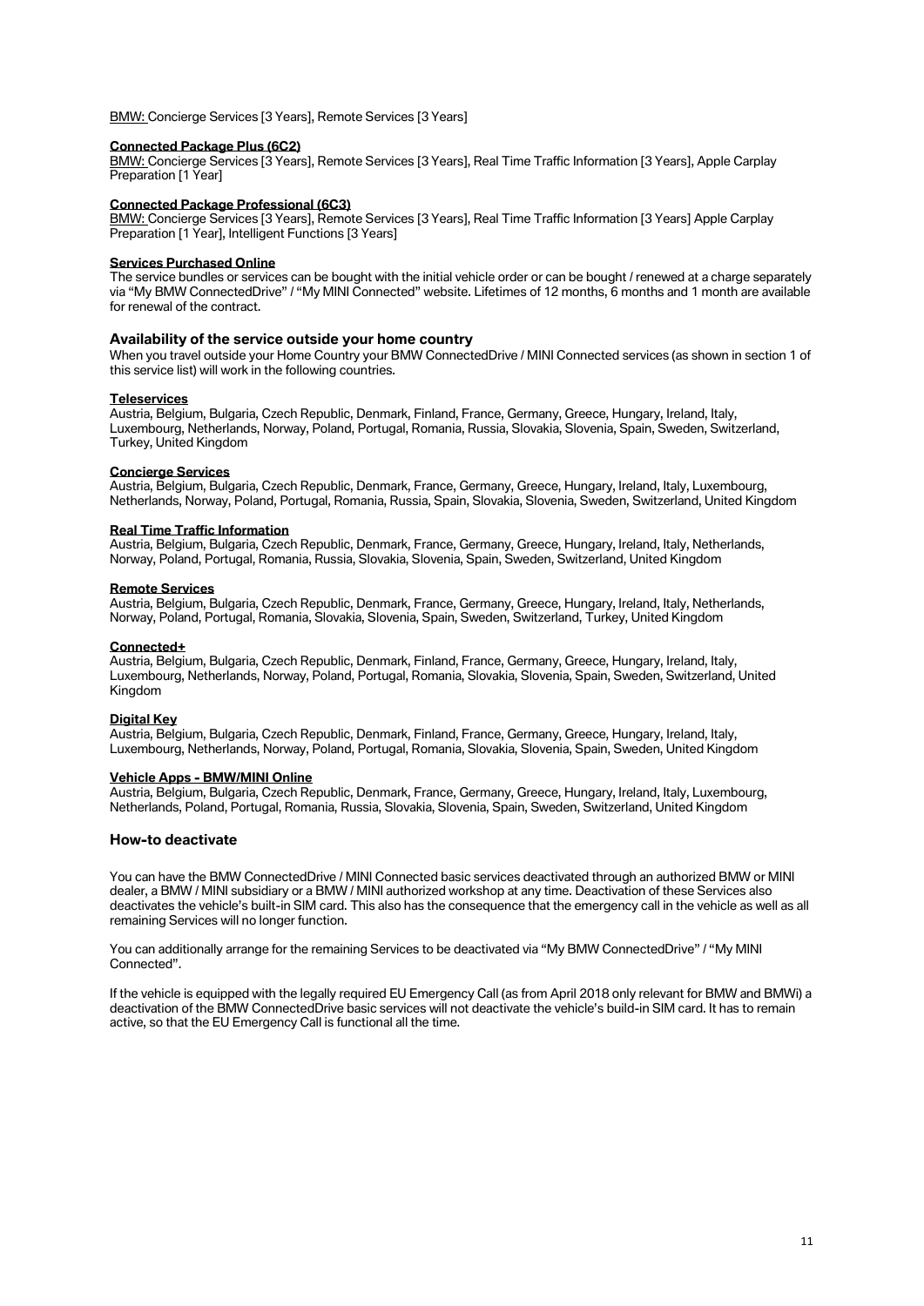BMW: Concierge Services [3 Years], Remote Services [3 Years]

**Connected Package Plus (6C2)**
BMW: Concierge Services [3 Years], Remote Services [3 Years], Real Time Traffic Information [3 Years], Apple Carplay Preparation [1 Year]

**Connected Package Professional (6C3)**
BMW: Concierge Services [3 Years], Remote Services [3 Years], Real Time Traffic Information [3 Years] Apple Carplay Preparation [1 Year], Intelligent Functions [3 Years]

**Services Purchased Online**
The service bundles or services can be bought with the initial vehicle order or can be bought / renewed at a charge separately via "My BMW ConnectedDrive" / "My MINI Connected" website. Lifetimes of 12 months, 6 months and 1 month are available for renewal of the contract.

## Availability of the service outside your home country

When you travel outside your Home Country your BMW ConnectedDrive / MINI Connected services (as shown in section 1 of this service list) will work in the following countries.

**Teleservices**
Austria, Belgium, Bulgaria, Czech Republic, Denmark, Finland, France, Germany, Greece, Hungary, Ireland, Italy, Luxembourg, Netherlands, Norway, Poland, Portugal, Romania, Russia, Slovakia, Slovenia, Spain, Sweden, Switzerland, Turkey, United Kingdom

**Concierge Services**
Austria, Belgium, Bulgaria, Czech Republic, Denmark, France, Germany, Greece, Hungary, Ireland, Italy, Luxembourg, Netherlands, Norway, Poland, Portugal, Romania, Russia, Spain, Slovakia, Slovenia, Sweden, Switzerland, United Kingdom

**Real Time Traffic Information**
Austria, Belgium, Bulgaria, Czech Republic, Denmark, France, Germany, Greece, Hungary, Ireland, Italy, Netherlands, Norway, Poland, Portugal, Romania, Russia, Slovakia, Slovenia, Spain, Sweden, Switzerland, United Kingdom

**Remote Services**
Austria, Belgium, Bulgaria, Czech Republic, Denmark, France, Germany, Greece, Hungary, Ireland, Italy, Netherlands, Norway, Poland, Portugal, Romania, Slovakia, Slovenia, Spain, Sweden, Switzerland, Turkey, United Kingdom

**Connected+**
Austria, Belgium, Bulgaria, Czech Republic, Denmark, Finland, France, Germany, Greece, Hungary, Ireland, Italy, Luxembourg, Netherlands, Norway, Poland, Portugal, Romania, Slovakia, Slovenia, Spain, Sweden, Switzerland, United Kingdom

**Digital Key**
Austria, Belgium, Bulgaria, Czech Republic, Denmark, Finland, France, Germany, Greece, Hungary, Ireland, Italy, Luxembourg, Netherlands, Norway, Poland, Portugal, Romania, Slovakia, Slovenia, Spain, Sweden, United Kingdom

**Vehicle Apps - BMW/MINI Online**
Austria, Belgium, Bulgaria, Czech Republic, Denmark, France, Germany, Greece, Hungary, Ireland, Italy, Luxembourg, Netherlands, Poland, Portugal, Romania, Russia, Slovakia, Slovenia, Spain, Sweden, Switzerland, United Kingdom

## How-to deactivate

You can have the BMW ConnectedDrive / MINI Connected basic services deactivated through an authorized BMW or MINI dealer, a BMW / MINI subsidiary or a BMW / MINI authorized workshop at any time. Deactivation of these Services also deactivates the vehicle's built-in SIM card. This also has the consequence that the emergency call in the vehicle as well as all remaining Services will no longer function.

You can additionally arrange for the remaining Services to be deactivated via "My BMW ConnectedDrive" / "My MINI Connected".

If the vehicle is equipped with the legally required EU Emergency Call (as from April 2018 only relevant for BMW and BMWi) a deactivation of the BMW ConnectedDrive basic services will not deactivate the vehicle's build-in SIM card. It has to remain active, so that the EU Emergency Call is functional all the time.